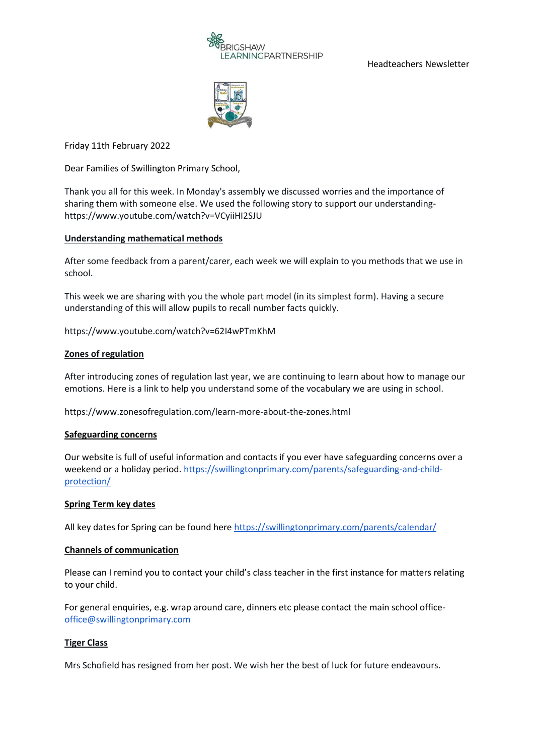BRIGSHAW LEARNINGPARTNERSHIP

Headteachers Newsletter

Friday 11th February 2022

Dear Families of Swillington Primary School,

Thank you all for this week. In Monday's assembly we discussed worries and the importance of sharing them with someone else. We used the following story to support our understanding- https://www.youtube.com/watch?v=VCyiiHI2SJU

## Understanding mathematical methods

After some feedback from a parent/carer, each week we will explain to you methods that we use in school.

This week we are sharing with you the whole part model (in its simplest form). Having a secure understanding of this will allow pupils to recall number facts quickly.

https://www.youtube.com/watch?v=62I4wPTmKhM

## Zones of regulation

After introducing zones of regulation last year, we are continuing to learn about how to manage our emotions. Here is a link to help you understand some of the vocabulary we are using in school.

https://www.zonesofregulation.com/learn-more-about-the-zones.html

## Safeguarding concerns

Our website is full of useful information and contacts if you ever have safeguarding concerns over a weekend or a holiday period. https://swillingtonprimary.com/parents/safeguarding-and-child-protection/

## Spring Term key dates

All key dates for Spring can be found here https://swillingtonprimary.com/parents/calendar/

## Channels of communication

Please can I remind you to contact your child's class teacher in the first instance for matters relating to your child.

For general enquiries, e.g. wrap around care, dinners etc please contact the main school office- office@swillingtonprimary.com

## Tiger Class

Mrs Schofield has resigned from her post. We wish her the best of luck for future endeavours.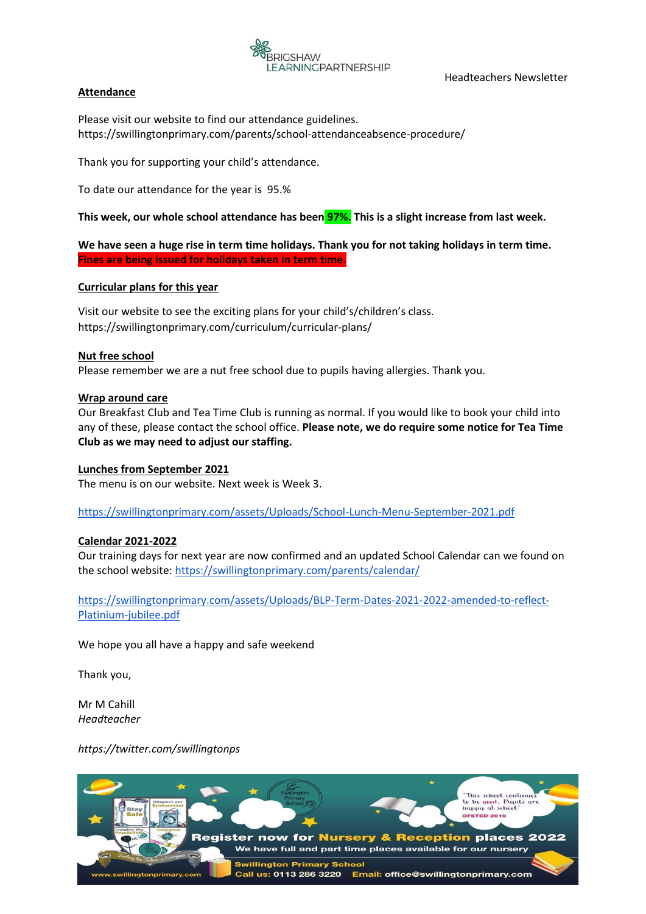Headteachers Newsletter

**Attendance**

Please visit our website to find our attendance guidelines. https://swillingtonprimary.com/parents/school-attendanceabsence-procedure/

Thank you for supporting your child's attendance.

To date our attendance for the year is 95.%

**This week, our whole school attendance has been 97%. This is a slight increase from last week.**

**We have seen a huge rise in term time holidays. Thank you for not taking holidays in term time. Fines are being issued for holidays taken in term time.**

**Curricular plans for this year**

Visit our website to see the exciting plans for your child's/children's class. https://swillingtonprimary.com/curriculum/curricular-plans/

**Nut free school**

Please remember we are a nut free school due to pupils having allergies. Thank you.

**Wrap around care**

Our Breakfast Club and Tea Time Club is running as normal. If you would like to book your child into any of these, please contact the school office. **Please note, we do require some notice for Tea Time Club as we may need to adjust our staffing.**

**Lunches from September 2021**

The menu is on our website. Next week is Week 3.

https://swillingtonprimary.com/assets/Uploads/School-Lunch-Menu-September-2021.pdf

**Calendar 2021-2022**

Our training days for next year are now confirmed and an updated School Calendar can we found on the school website: https://swillingtonprimary.com/parents/calendar/

https://swillingtonprimary.com/assets/Uploads/BLP-Term-Dates-2021-2022-amended-to-reflect-Platinium-jubilee.pdf

We hope you all have a happy and safe weekend

Thank you,

Mr M Cahill
*Headteacher*

*https://twitter.com/swillingtonps*

"This school continues to be good. Pupils are happy at school" OFSTED 2019

Register now for Nursery & Reception places 2022

We have full and part time places available for our nursery

Swillington Primary School

www.swillingtonprimary.com Call us: 0113 286 3220 Email: office@swillingtonprimary.com